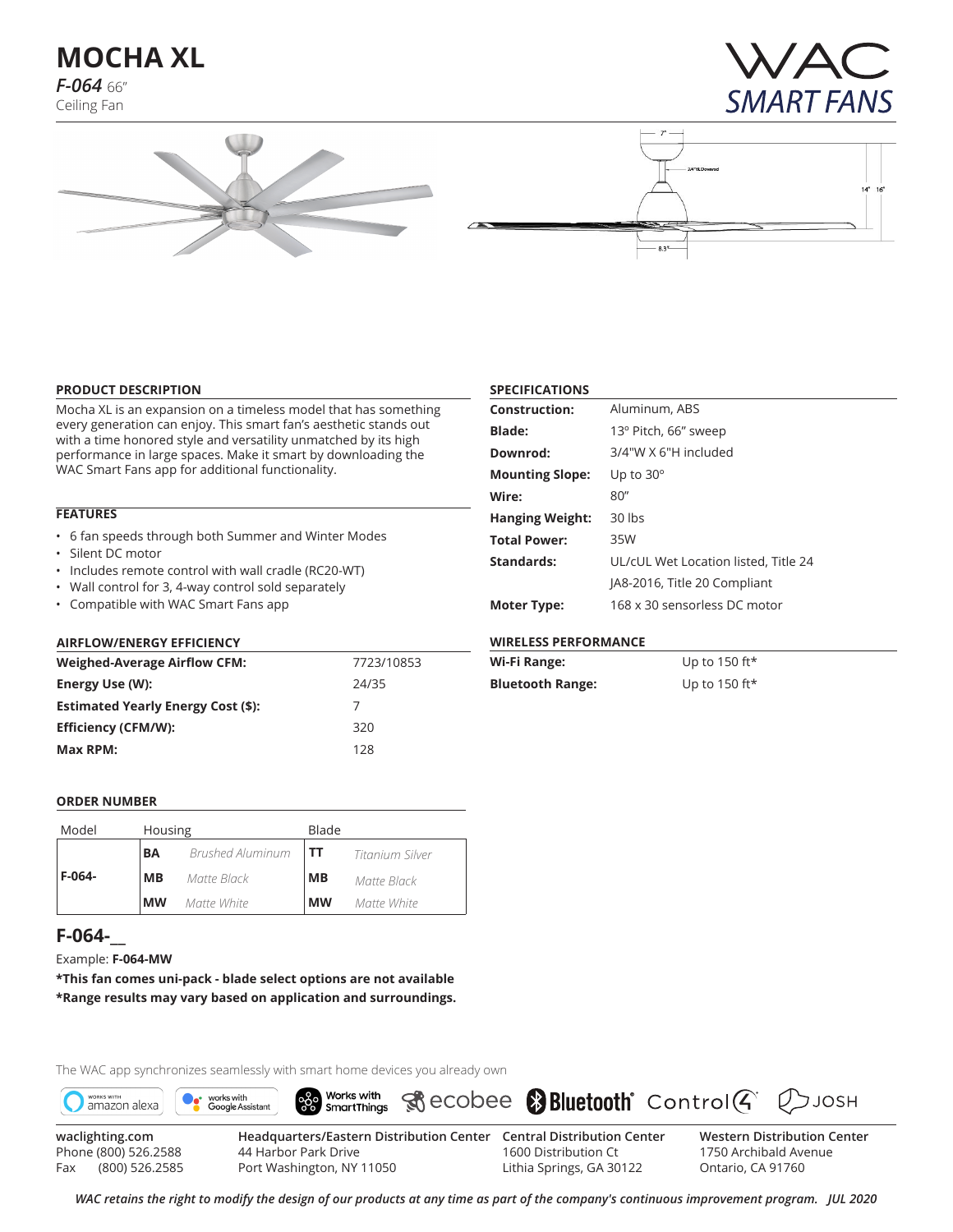# MOCHA XL

***F-064*** 66"
Ceiling Fan

WAC SMART FANS

## PRODUCT DESCRIPTION

Mocha XL is an expansion on a timeless model that has something every generation can enjoy. This smart fan's aesthetic stands out with a time honored style and versatility unmatched by its high performance in large spaces. Make it smart by downloading the WAC Smart Fans app for additional functionality.

## FEATURES

- 6 fan speeds through both Summer and Winter Modes
- Silent DC motor
- Includes remote control with wall cradle (RC20-WT)
- Wall control for 3, 4-way control sold separately
- Compatible with WAC Smart Fans app

## AIRFLOW/ENERGY EFFICIENCY

| | |
|---|---|
| **Weighed-Average Airflow CFM:** | 7723/10853 |
| **Energy Use (W):** | 24/35 |
| **Estimated Yearly Energy Cost ($):** | 7 |
| **Efficiency (CFM/W):** | 320 |
| **Max RPM:** | 128 |

## SPECIFICATIONS

| | |
|---|---|
| **Construction:** | Aluminum, ABS |
| **Blade:** | 13º Pitch, 66" sweep |
| **Downrod:** | 3/4"W X 6"H included |
| **Mounting Slope:** | Up to 30º |
| **Wire:** | 80" |
| **Hanging Weight:** | 30 lbs |
| **Total Power:** | 35W |
| **Standards:** | UL/cUL Wet Location listed, Title 24 |
| | JA8-2016, Title 20 Compliant |
| **Moter Type:** | 168 x 30 sensorless DC motor |

## WIRELESS PERFORMANCE

| | |
|---|---|
| **Wi-Fi Range:** | Up to 150 ft* |
| **Bluetooth Range:** | Up to 150 ft* |

## ORDER NUMBER

| Model | Housing | | Blade | |
|---|---|---|---|---|
| **F-064-** | **BA** | *Brushed Aluminum* | **TT** | *Titanium Silver* |
| | **MB** | *Matte Black* | **MB** | *Matte Black* |
| | **MW** | *Matte White* | **MW** | *Matte White* |

## F-064-__

Example: **F-064-MW**

**\*This fan comes uni-pack - blade select options are not available**

**\*Range results may vary based on application and surroundings.**

The WAC app synchronizes seamlessly with smart home devices you already own

works with amazon alexa · works with Google Assistant · Works with SmartThings · ecobee · Bluetooth® · Control4® · JOSH

waclighting.com
Phone (800) 526.2588
Fax (800) 526.2585

Headquarters/Eastern Distribution Center
44 Harbor Park Drive
Port Washington, NY 11050

Central Distribution Center
1600 Distribution Ct
Lithia Springs, GA 30122

Western Distribution Center
1750 Archibald Avenue
Ontario, CA 91760

*WAC retains the right to modify the design of our products at any time as part of the company's continuous improvement program. JUL 2020*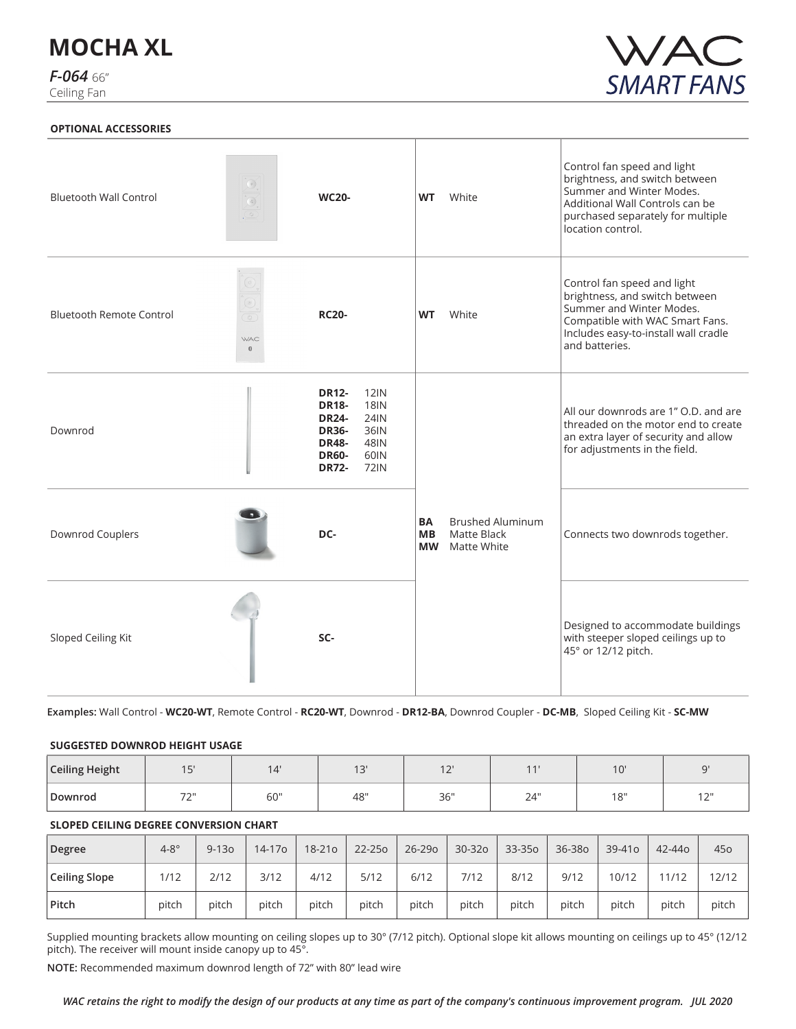# MOCHA XL

***F-064*** 66"
Ceiling Fan

WAC SMART FANS

**OPTIONAL ACCESSORIES**

| | | | |
|---|---|---|---|
| Bluetooth Wall Control | **WC20-** | **WT** White | Control fan speed and light brightness, and switch between Summer and Winter Modes. Additional Wall Controls can be purchased separately for multiple location control. |
| Bluetooth Remote Control | **RC20-** | **WT** White | Control fan speed and light brightness, and switch between Summer and Winter Modes. Compatible with WAC Smart Fans. Includes easy-to-install wall cradle and batteries. |
| Downrod | **DR12-** 12IN<br>**DR18-** 18IN<br>**DR24-** 24IN<br>**DR36-** 36IN<br>**DR48-** 48IN<br>**DR60-** 60IN<br>**DR72-** 72IN | **BA** Brushed Aluminum<br>**MB** Matte Black<br>**MW** Matte White | All our downrods are 1" O.D. and are threaded on the motor end to create an extra layer of security and allow for adjustments in the field. |
| Downrod Couplers | **DC-** | | Connects two downrods together. |
| Sloped Ceiling Kit | **SC-** | | Designed to accommodate buildings with steeper sloped ceilings up to 45° or 12/12 pitch. |

**Examples:** Wall Control - **WC20-WT**, Remote Control - **RC20-WT**, Downrod - **DR12-BA**, Downrod Coupler - **DC-MB**, Sloped Ceiling Kit - **SC-MW**

**SUGGESTED DOWNROD HEIGHT USAGE**

| Ceiling Height | 15' | 14' | 13' | 12' | 11' | 10' | 9' |
|---|---|---|---|---|---|---|---|
| Downrod | 72" | 60" | 48" | 36" | 24" | 18" | 12" |

**SLOPED CEILING DEGREE CONVERSION CHART**

| Degree | 4-8° | 9-13o | 14-17o | 18-21o | 22-25o | 26-29o | 30-32o | 33-35o | 36-38o | 39-41o | 42-44o | 45o |
|---|---|---|---|---|---|---|---|---|---|---|---|---|
| Ceiling Slope | 1/12 | 2/12 | 3/12 | 4/12 | 5/12 | 6/12 | 7/12 | 8/12 | 9/12 | 10/12 | 11/12 | 12/12 |
| Pitch | pitch | pitch | pitch | pitch | pitch | pitch | pitch | pitch | pitch | pitch | pitch | pitch |

Supplied mounting brackets allow mounting on ceiling slopes up to 30° (7/12 pitch). Optional slope kit allows mounting on ceilings up to 45° (12/12 pitch). The receiver will mount inside canopy up to 45°.

**NOTE:** Recommended maximum downrod length of 72" with 80" lead wire

*WAC retains the right to modify the design of our products at any time as part of the company's continuous improvement program. JUL 2020*